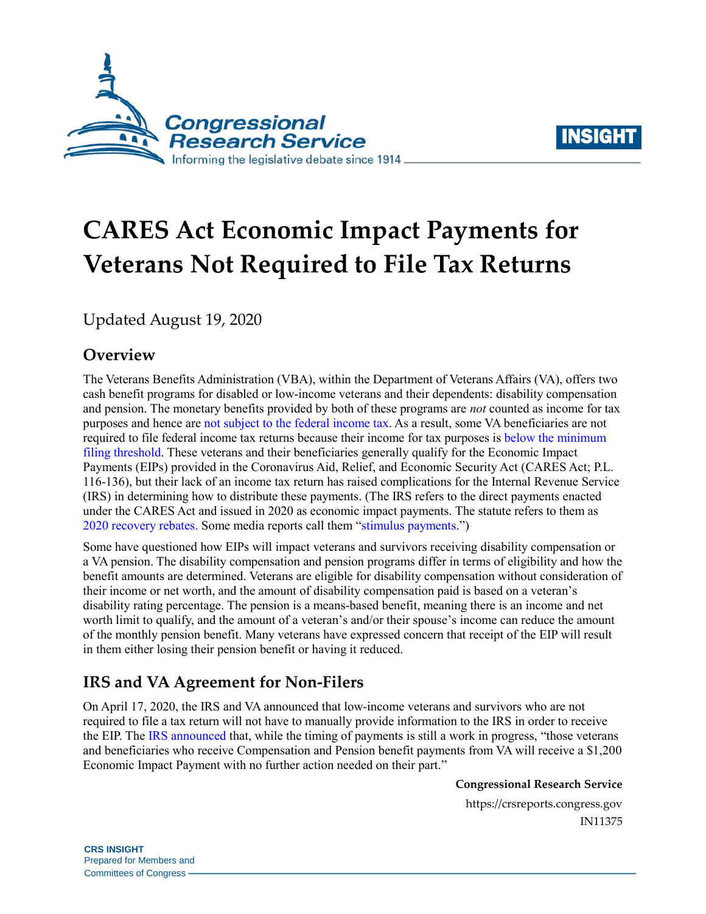# CARES Act Economic Impact Payments for Veterans Not Required to File Tax Returns

Updated August 19, 2020

## Overview

The Veterans Benefits Administration (VBA), within the Department of Veterans Affairs (VA), offers two cash benefit programs for disabled or low-income veterans and their dependents: disability compensation and pension. The monetary benefits provided by both of these programs are *not* counted as income for tax purposes and hence are not subject to the federal income tax. As a result, some VA beneficiaries are not required to file federal income tax returns because their income for tax purposes is below the minimum filing threshold. These veterans and their beneficiaries generally qualify for the Economic Impact Payments (EIPs) provided in the Coronavirus Aid, Relief, and Economic Security Act (CARES Act; P.L. 116-136), but their lack of an income tax return has raised complications for the Internal Revenue Service (IRS) in determining how to distribute these payments. (The IRS refers to the direct payments enacted under the CARES Act and issued in 2020 as economic impact payments. The statute refers to them as 2020 recovery rebates. Some media reports call them "stimulus payments.")

Some have questioned how EIPs will impact veterans and survivors receiving disability compensation or a VA pension. The disability compensation and pension programs differ in terms of eligibility and how the benefit amounts are determined. Veterans are eligible for disability compensation without consideration of their income or net worth, and the amount of disability compensation paid is based on a veteran's disability rating percentage. The pension is a means-based benefit, meaning there is an income and net worth limit to qualify, and the amount of a veteran's and/or their spouse's income can reduce the amount of the monthly pension benefit. Many veterans have expressed concern that receipt of the EIP will result in them either losing their pension benefit or having it reduced.

## IRS and VA Agreement for Non-Filers

On April 17, 2020, the IRS and VA announced that low-income veterans and survivors who are not required to file a tax return will not have to manually provide information to the IRS in order to receive the EIP. The IRS announced that, while the timing of payments is still a work in progress, "those veterans and beneficiaries who receive Compensation and Pension benefit payments from VA will receive a $1,200 Economic Impact Payment with no further action needed on their part."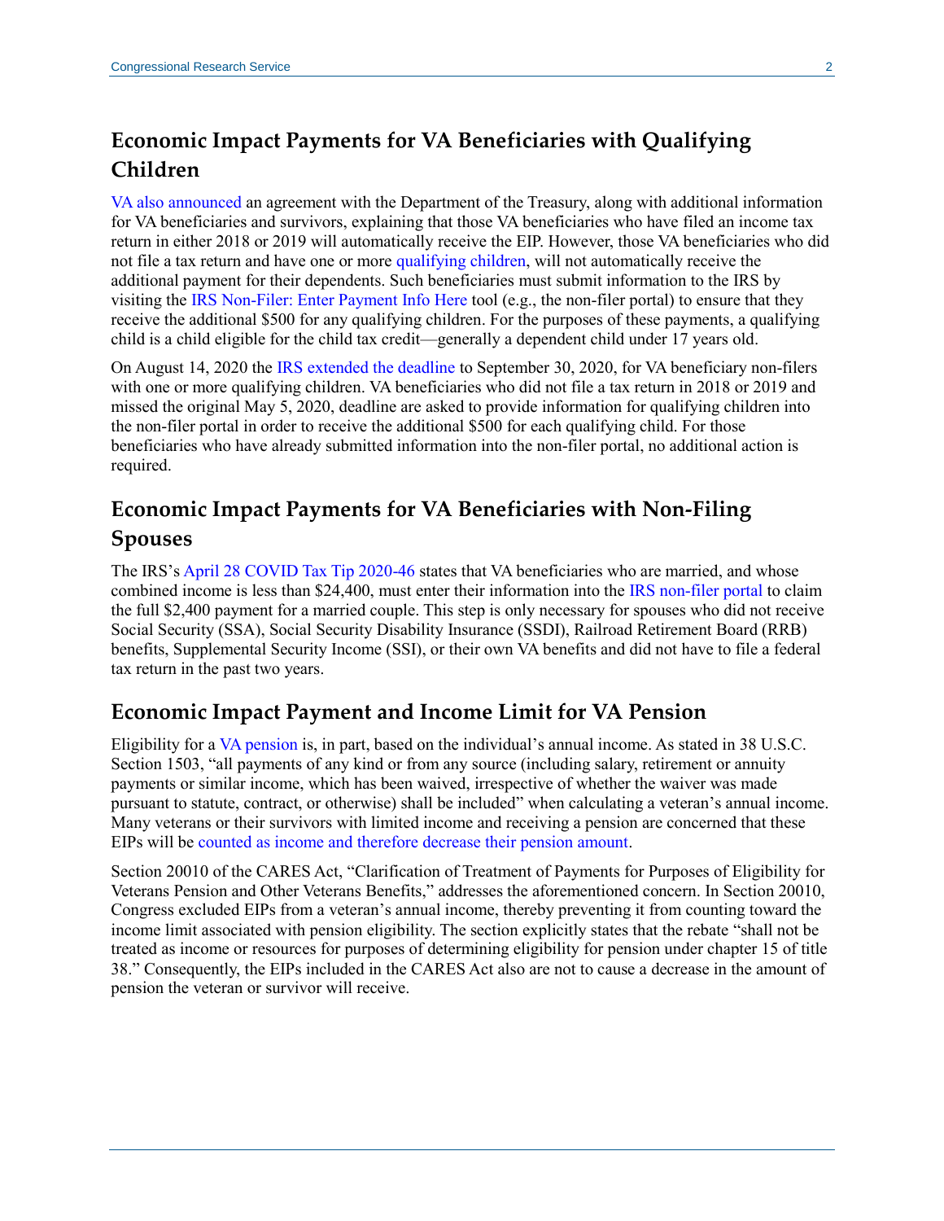## Economic Impact Payments for VA Beneficiaries with Qualifying Children

VA also announced an agreement with the Department of the Treasury, along with additional information for VA beneficiaries and survivors, explaining that those VA beneficiaries who have filed an income tax return in either 2018 or 2019 will automatically receive the EIP. However, those VA beneficiaries who did not file a tax return and have one or more qualifying children, will not automatically receive the additional payment for their dependents. Such beneficiaries must submit information to the IRS by visiting the IRS Non-Filer: Enter Payment Info Here tool (e.g., the non-filer portal) to ensure that they receive the additional $500 for any qualifying children. For the purposes of these payments, a qualifying child is a child eligible for the child tax credit—generally a dependent child under 17 years old.

On August 14, 2020 the IRS extended the deadline to September 30, 2020, for VA beneficiary non-filers with one or more qualifying children. VA beneficiaries who did not file a tax return in 2018 or 2019 and missed the original May 5, 2020, deadline are asked to provide information for qualifying children into the non-filer portal in order to receive the additional $500 for each qualifying child. For those beneficiaries who have already submitted information into the non-filer portal, no additional action is required.

## Economic Impact Payments for VA Beneficiaries with Non-Filing Spouses

The IRS's April 28 COVID Tax Tip 2020-46 states that VA beneficiaries who are married, and whose combined income is less than $24,400, must enter their information into the IRS non-filer portal to claim the full $2,400 payment for a married couple. This step is only necessary for spouses who did not receive Social Security (SSA), Social Security Disability Insurance (SSDI), Railroad Retirement Board (RRB) benefits, Supplemental Security Income (SSI), or their own VA benefits and did not have to file a federal tax return in the past two years.

## Economic Impact Payment and Income Limit for VA Pension

Eligibility for a VA pension is, in part, based on the individual's annual income. As stated in 38 U.S.C. Section 1503, "all payments of any kind or from any source (including salary, retirement or annuity payments or similar income, which has been waived, irrespective of whether the waiver was made pursuant to statute, contract, or otherwise) shall be included" when calculating a veteran's annual income. Many veterans or their survivors with limited income and receiving a pension are concerned that these EIPs will be counted as income and therefore decrease their pension amount.

Section 20010 of the CARES Act, "Clarification of Treatment of Payments for Purposes of Eligibility for Veterans Pension and Other Veterans Benefits," addresses the aforementioned concern. In Section 20010, Congress excluded EIPs from a veteran's annual income, thereby preventing it from counting toward the income limit associated with pension eligibility. The section explicitly states that the rebate "shall not be treated as income or resources for purposes of determining eligibility for pension under chapter 15 of title 38." Consequently, the EIPs included in the CARES Act also are not to cause a decrease in the amount of pension the veteran or survivor will receive.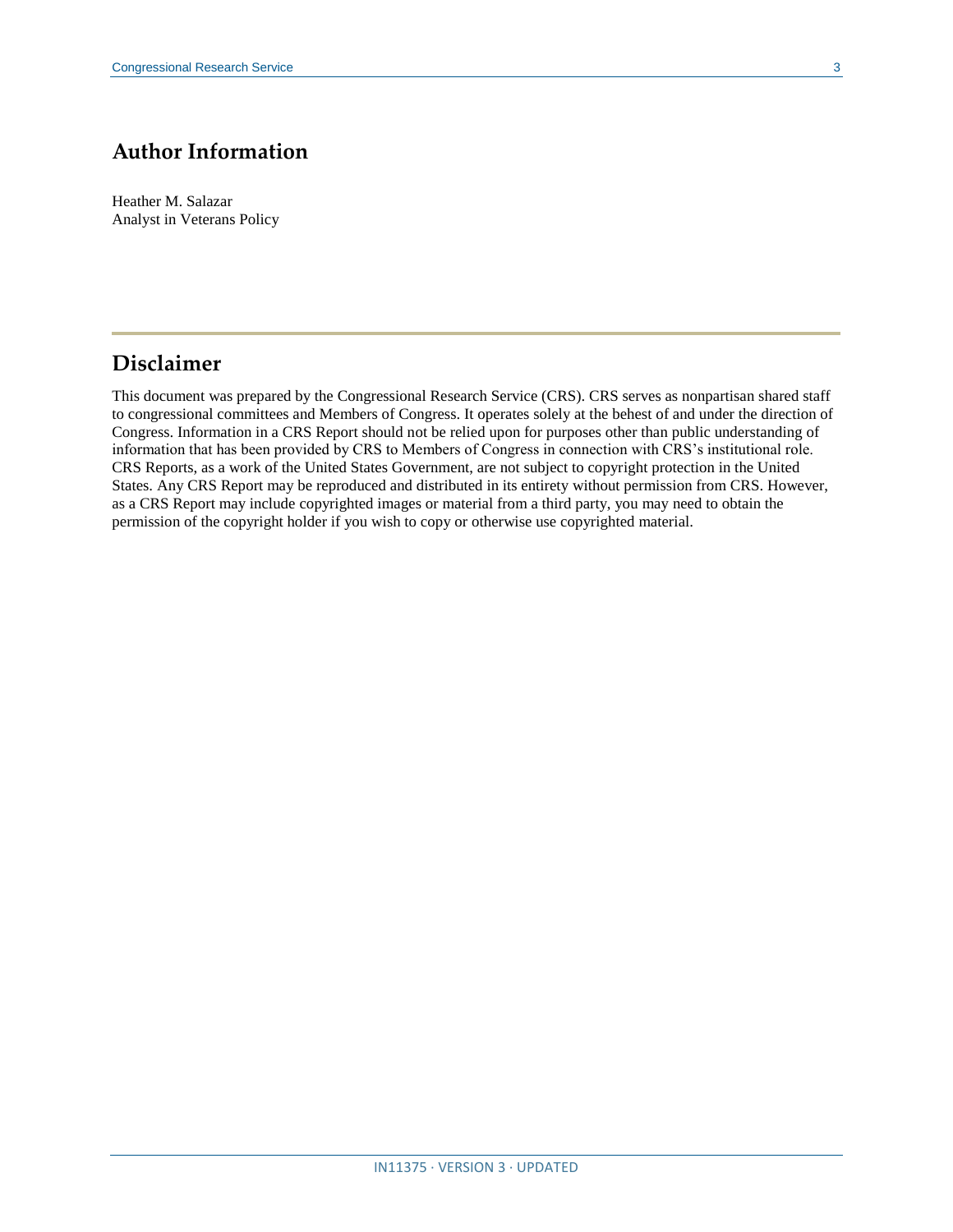## Author Information

Heather M. Salazar
Analyst in Veterans Policy

## Disclaimer

This document was prepared by the Congressional Research Service (CRS). CRS serves as nonpartisan shared staff to congressional committees and Members of Congress. It operates solely at the behest of and under the direction of Congress. Information in a CRS Report should not be relied upon for purposes other than public understanding of information that has been provided by CRS to Members of Congress in connection with CRS's institutional role. CRS Reports, as a work of the United States Government, are not subject to copyright protection in the United States. Any CRS Report may be reproduced and distributed in its entirety without permission from CRS. However, as a CRS Report may include copyrighted images or material from a third party, you may need to obtain the permission of the copyright holder if you wish to copy or otherwise use copyrighted material.